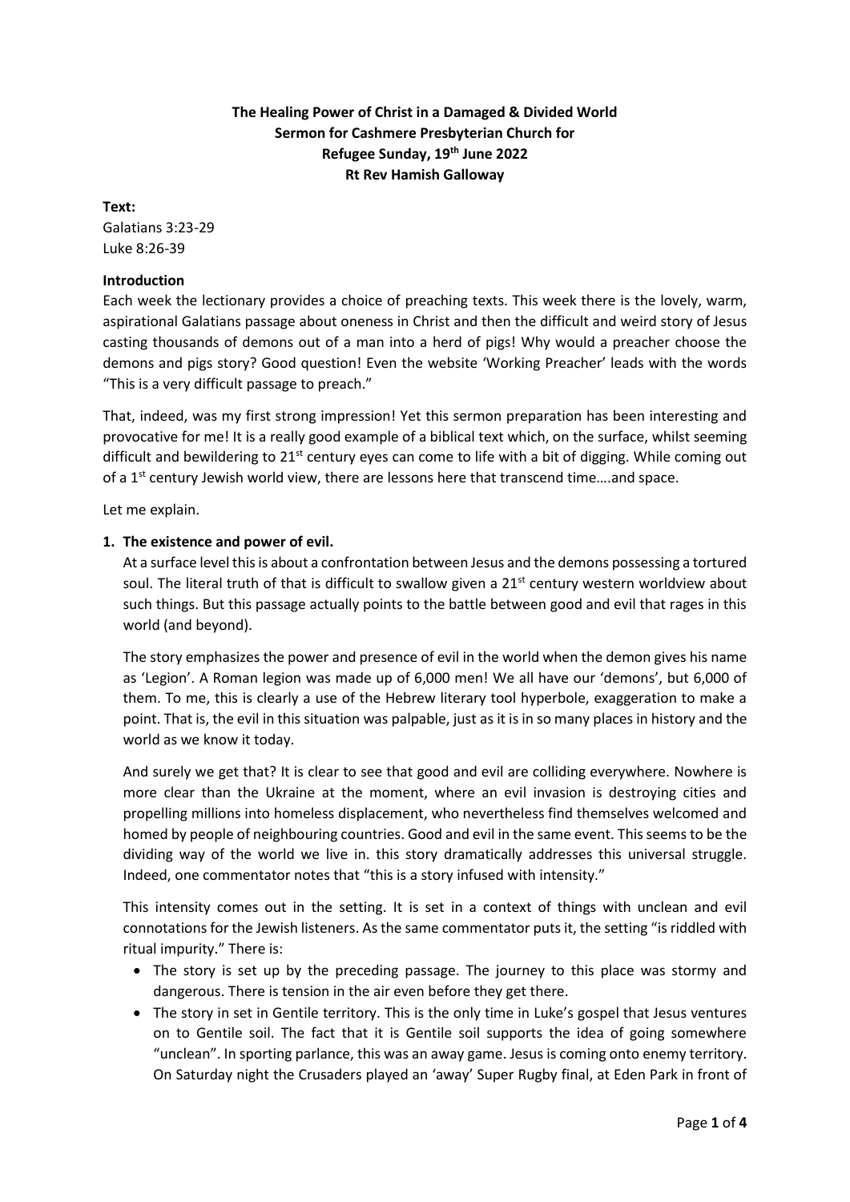**The Healing Power of Christ in a Damaged & Divided World**
**Sermon for Cashmere Presbyterian Church for**
**Refugee Sunday, 19th June 2022**
**Rt Rev Hamish Galloway**

**Text:**
Galatians 3:23-29
Luke 8:26-39

**Introduction**

Each week the lectionary provides a choice of preaching texts. This week there is the lovely, warm, aspirational Galatians passage about oneness in Christ and then the difficult and weird story of Jesus casting thousands of demons out of a man into a herd of pigs! Why would a preacher choose the demons and pigs story? Good question! Even the website 'Working Preacher' leads with the words "This is a very difficult passage to preach."

That, indeed, was my first strong impression! Yet this sermon preparation has been interesting and provocative for me! It is a really good example of a biblical text which, on the surface, whilst seeming difficult and bewildering to 21st century eyes can come to life with a bit of digging. While coming out of a 1st century Jewish world view, there are lessons here that transcend time….and space.

Let me explain.

1. **The existence and power of evil.**

   At a surface level this is about a confrontation between Jesus and the demons possessing a tortured soul. The literal truth of that is difficult to swallow given a 21st century western worldview about such things. But this passage actually points to the battle between good and evil that rages in this world (and beyond).

   The story emphasizes the power and presence of evil in the world when the demon gives his name as 'Legion'. A Roman legion was made up of 6,000 men! We all have our 'demons', but 6,000 of them. To me, this is clearly a use of the Hebrew literary tool hyperbole, exaggeration to make a point. That is, the evil in this situation was palpable, just as it is in so many places in history and the world as we know it today.

   And surely we get that? It is clear to see that good and evil are colliding everywhere. Nowhere is more clear than the Ukraine at the moment, where an evil invasion is destroying cities and propelling millions into homeless displacement, who nevertheless find themselves welcomed and homed by people of neighbouring countries. Good and evil in the same event. This seems to be the dividing way of the world we live in. this story dramatically addresses this universal struggle. Indeed, one commentator notes that "this is a story infused with intensity."

   This intensity comes out in the setting. It is set in a context of things with unclean and evil connotations for the Jewish listeners. As the same commentator puts it, the setting "is riddled with ritual impurity." There is:

   - The story is set up by the preceding passage. The journey to this place was stormy and dangerous. There is tension in the air even before they get there.
   - The story in set in Gentile territory. This is the only time in Luke's gospel that Jesus ventures on to Gentile soil. The fact that it is Gentile soil supports the idea of going somewhere "unclean". In sporting parlance, this was an away game. Jesus is coming onto enemy territory. On Saturday night the Crusaders played an 'away' Super Rugby final, at Eden Park in front of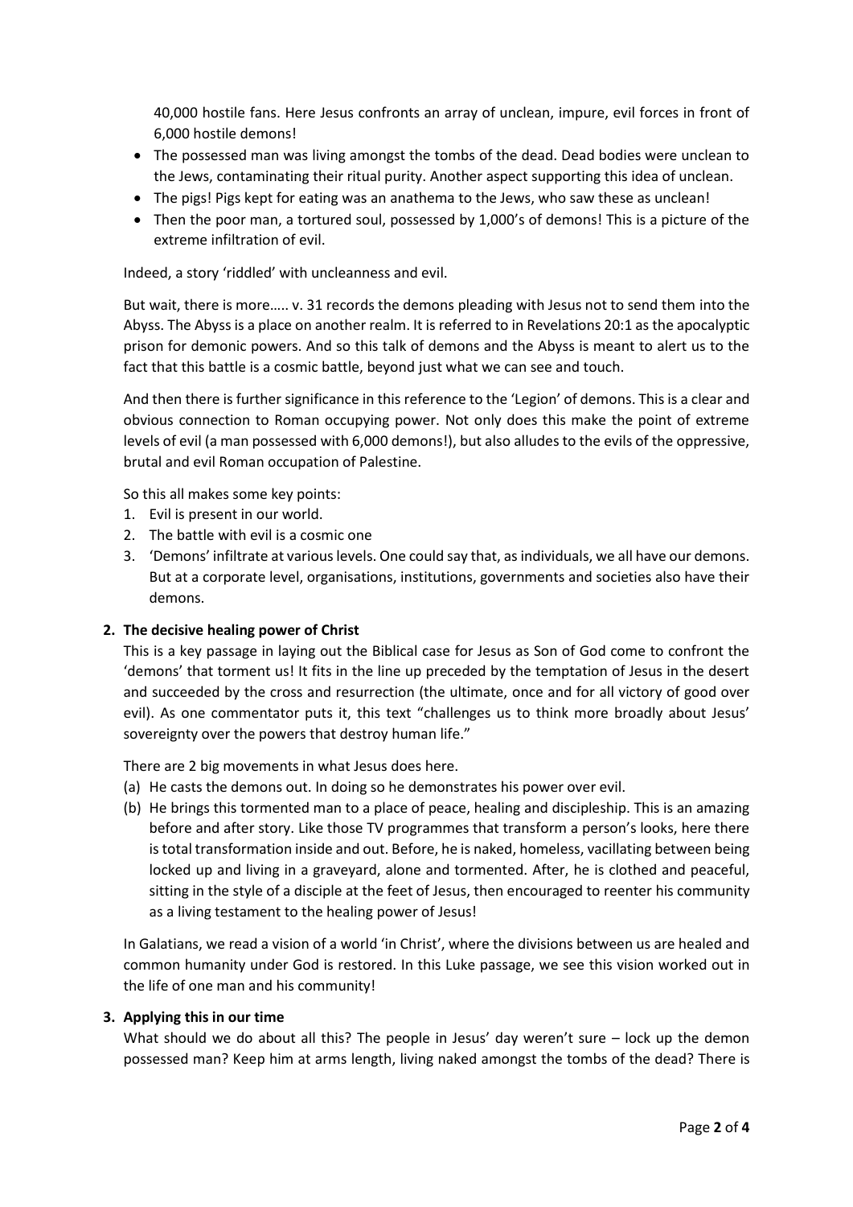40,000 hostile fans. Here Jesus confronts an array of unclean, impure, evil forces in front of 6,000 hostile demons!

- The possessed man was living amongst the tombs of the dead. Dead bodies were unclean to the Jews, contaminating their ritual purity. Another aspect supporting this idea of unclean.
- The pigs! Pigs kept for eating was an anathema to the Jews, who saw these as unclean!
- Then the poor man, a tortured soul, possessed by 1,000's of demons! This is a picture of the extreme infiltration of evil.

Indeed, a story 'riddled' with uncleanness and evil.

But wait, there is more….. v. 31 records the demons pleading with Jesus not to send them into the Abyss. The Abyss is a place on another realm. It is referred to in Revelations 20:1 as the apocalyptic prison for demonic powers. And so this talk of demons and the Abyss is meant to alert us to the fact that this battle is a cosmic battle, beyond just what we can see and touch.

And then there is further significance in this reference to the 'Legion' of demons. This is a clear and obvious connection to Roman occupying power. Not only does this make the point of extreme levels of evil (a man possessed with 6,000 demons!), but also alludes to the evils of the oppressive, brutal and evil Roman occupation of Palestine.

So this all makes some key points:

1. Evil is present in our world.
2. The battle with evil is a cosmic one
3. 'Demons' infiltrate at various levels. One could say that, as individuals, we all have our demons. But at a corporate level, organisations, institutions, governments and societies also have their demons.

**2. The decisive healing power of Christ**

This is a key passage in laying out the Biblical case for Jesus as Son of God come to confront the 'demons' that torment us! It fits in the line up preceded by the temptation of Jesus in the desert and succeeded by the cross and resurrection (the ultimate, once and for all victory of good over evil). As one commentator puts it, this text "challenges us to think more broadly about Jesus' sovereignty over the powers that destroy human life."

There are 2 big movements in what Jesus does here.

(a) He casts the demons out. In doing so he demonstrates his power over evil.

(b) He brings this tormented man to a place of peace, healing and discipleship. This is an amazing before and after story. Like those TV programmes that transform a person's looks, here there is total transformation inside and out. Before, he is naked, homeless, vacillating between being locked up and living in a graveyard, alone and tormented. After, he is clothed and peaceful, sitting in the style of a disciple at the feet of Jesus, then encouraged to reenter his community as a living testament to the healing power of Jesus!

In Galatians, we read a vision of a world 'in Christ', where the divisions between us are healed and common humanity under God is restored. In this Luke passage, we see this vision worked out in the life of one man and his community!

**3. Applying this in our time**

What should we do about all this? The people in Jesus' day weren't sure – lock up the demon possessed man? Keep him at arms length, living naked amongst the tombs of the dead? There is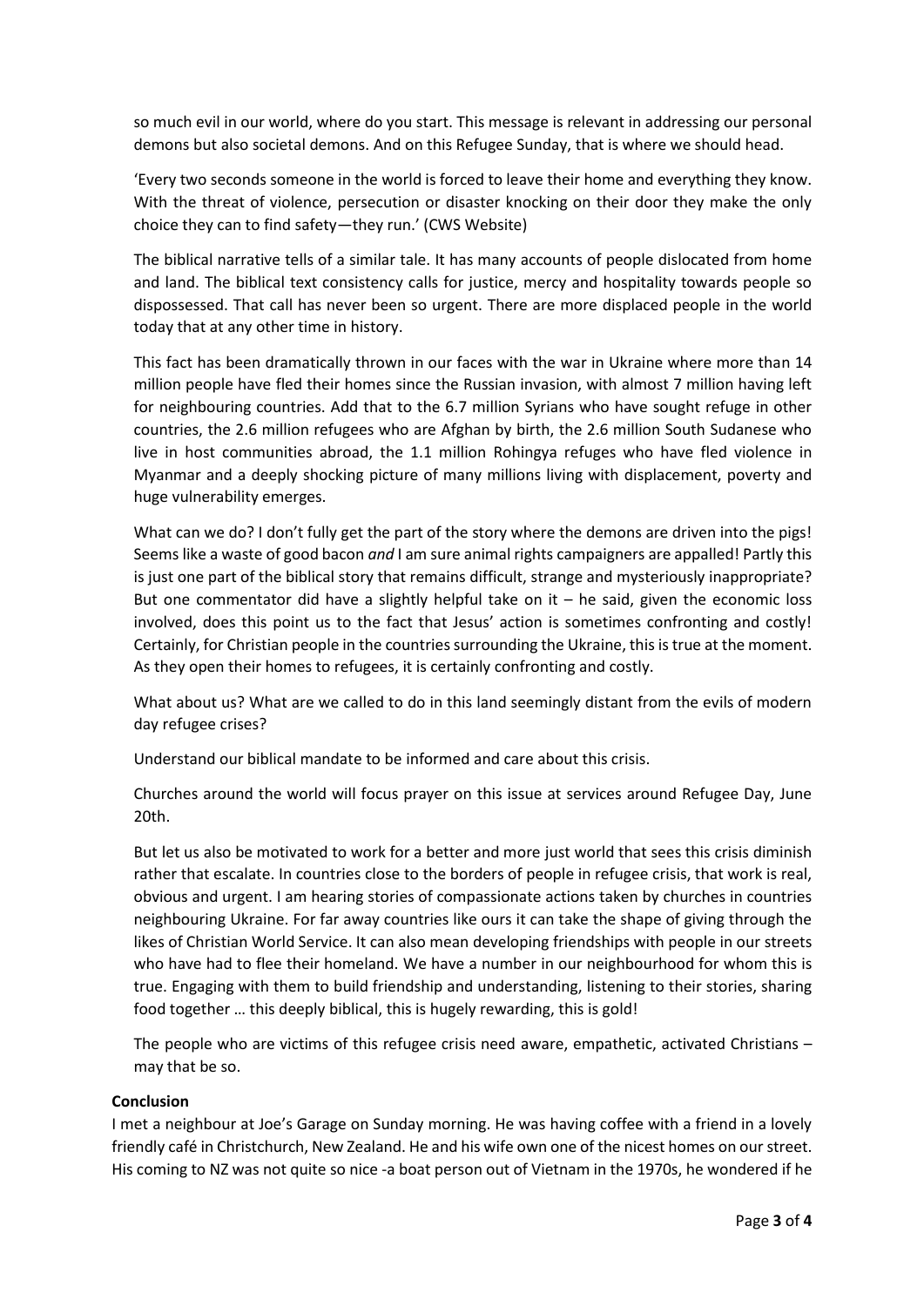so much evil in our world, where do you start. This message is relevant in addressing our personal demons but also societal demons. And on this Refugee Sunday, that is where we should head.

'Every two seconds someone in the world is forced to leave their home and everything they know. With the threat of violence, persecution or disaster knocking on their door they make the only choice they can to find safety—they run.' (CWS Website)

The biblical narrative tells of a similar tale. It has many accounts of people dislocated from home and land. The biblical text consistency calls for justice, mercy and hospitality towards people so dispossessed. That call has never been so urgent. There are more displaced people in the world today that at any other time in history.

This fact has been dramatically thrown in our faces with the war in Ukraine where more than 14 million people have fled their homes since the Russian invasion, with almost 7 million having left for neighbouring countries. Add that to the 6.7 million Syrians who have sought refuge in other countries, the 2.6 million refugees who are Afghan by birth, the 2.6 million South Sudanese who live in host communities abroad, the 1.1 million Rohingya refuges who have fled violence in Myanmar and a deeply shocking picture of many millions living with displacement, poverty and huge vulnerability emerges.

What can we do? I don't fully get the part of the story where the demons are driven into the pigs! Seems like a waste of good bacon *and* I am sure animal rights campaigners are appalled! Partly this is just one part of the biblical story that remains difficult, strange and mysteriously inappropriate? But one commentator did have a slightly helpful take on it – he said, given the economic loss involved, does this point us to the fact that Jesus' action is sometimes confronting and costly! Certainly, for Christian people in the countries surrounding the Ukraine, this is true at the moment. As they open their homes to refugees, it is certainly confronting and costly.

What about us? What are we called to do in this land seemingly distant from the evils of modern day refugee crises?

Understand our biblical mandate to be informed and care about this crisis.

Churches around the world will focus prayer on this issue at services around Refugee Day, June 20th.

But let us also be motivated to work for a better and more just world that sees this crisis diminish rather that escalate. In countries close to the borders of people in refugee crisis, that work is real, obvious and urgent. I am hearing stories of compassionate actions taken by churches in countries neighbouring Ukraine. For far away countries like ours it can take the shape of giving through the likes of Christian World Service. It can also mean developing friendships with people in our streets who have had to flee their homeland. We have a number in our neighbourhood for whom this is true. Engaging with them to build friendship and understanding, listening to their stories, sharing food together … this deeply biblical, this is hugely rewarding, this is gold!

The people who are victims of this refugee crisis need aware, empathetic, activated Christians – may that be so.

**Conclusion**

I met a neighbour at Joe's Garage on Sunday morning. He was having coffee with a friend in a lovely friendly café in Christchurch, New Zealand. He and his wife own one of the nicest homes on our street. His coming to NZ was not quite so nice -a boat person out of Vietnam in the 1970s, he wondered if he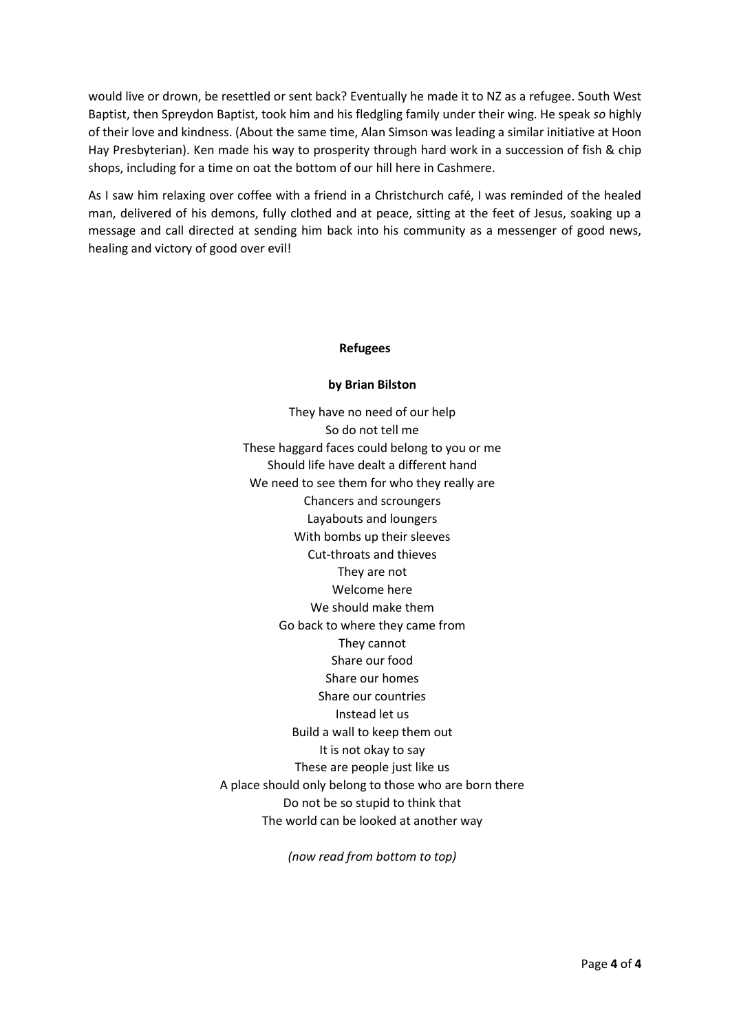would live or drown, be resettled or sent back? Eventually he made it to NZ as a refugee. South West Baptist, then Spreydon Baptist, took him and his fledgling family under their wing. He speak *so* highly of their love and kindness. (About the same time, Alan Simson was leading a similar initiative at Hoon Hay Presbyterian). Ken made his way to prosperity through hard work in a succession of fish & chip shops, including for a time on oat the bottom of our hill here in Cashmere.

As I saw him relaxing over coffee with a friend in a Christchurch café, I was reminded of the healed man, delivered of his demons, fully clothed and at peace, sitting at the feet of Jesus, soaking up a message and call directed at sending him back into his community as a messenger of good news, healing and victory of good over evil!

**Refugees**

**by Brian Bilston**

They have no need of our help
So do not tell me
These haggard faces could belong to you or me
Should life have dealt a different hand
We need to see them for who they really are
Chancers and scroungers
Layabouts and loungers
With bombs up their sleeves
Cut-throats and thieves
They are not
Welcome here
We should make them
Go back to where they came from
They cannot
Share our food
Share our homes
Share our countries
Instead let us
Build a wall to keep them out
It is not okay to say
These are people just like us
A place should only belong to those who are born there
Do not be so stupid to think that
The world can be looked at another way

*(now read from bottom to top)*